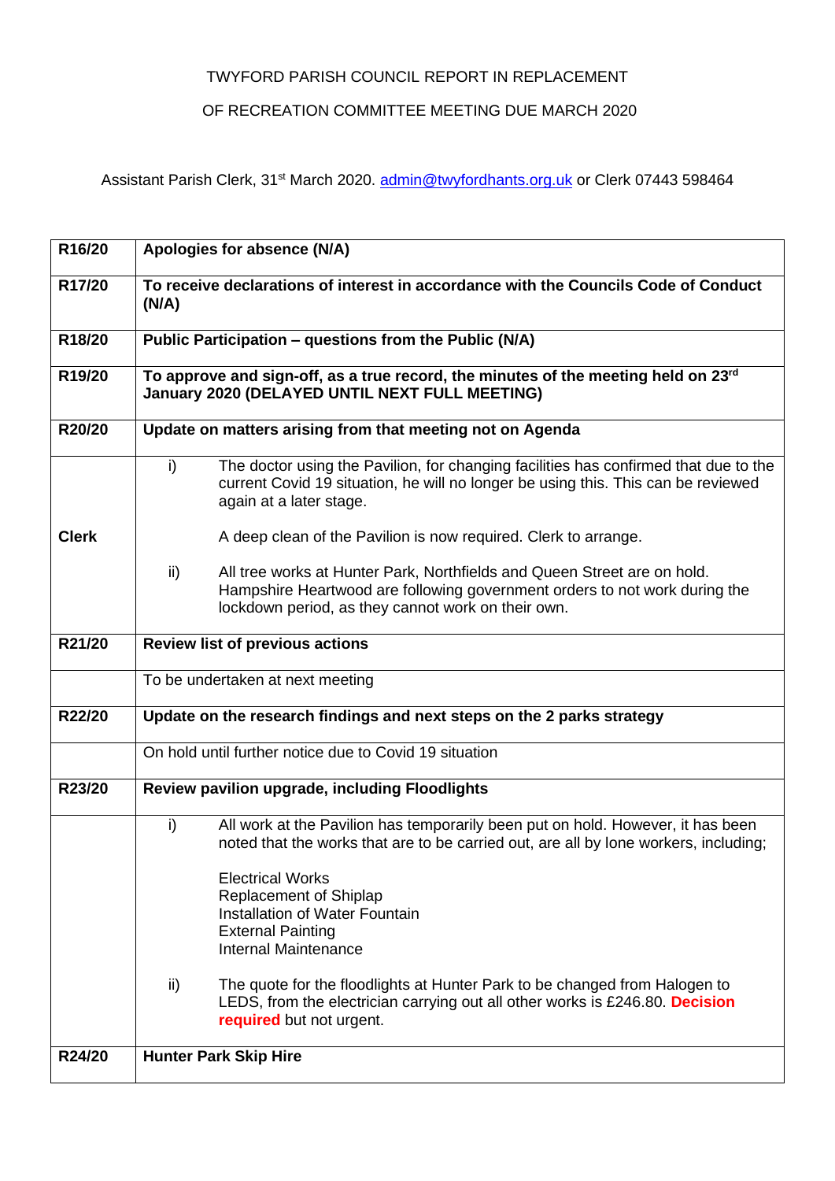TWYFORD PARISH COUNCIL REPORT IN REPLACEMENT

OF RECREATION COMMITTEE MEETING DUE MARCH 2020

Assistant Parish Clerk, 31st March 2020. admin@twyfordhants.org.uk or Clerk 07443 598464

| | |
|---|---|
| **R16/20** | **Apologies for absence (N/A)** |
| **R17/20** | **To receive declarations of interest in accordance with the Councils Code of Conduct (N/A)** |
| **R18/20** | **Public Participation – questions from the Public (N/A)** |
| **R19/20** | **To approve and sign-off, as a true record, the minutes of the meeting held on 23rd January 2020 (DELAYED UNTIL NEXT FULL MEETING)** |
| **R20/20** | **Update on matters arising from that meeting not on Agenda** |
| **Clerk** | i) The doctor using the Pavilion, for changing facilities has confirmed that due to the current Covid 19 situation, he will no longer be using this. This can be reviewed again at a later stage.<br><br>A deep clean of the Pavilion is now required. Clerk to arrange.<br><br>ii) All tree works at Hunter Park, Northfields and Queen Street are on hold. Hampshire Heartwood are following government orders to not work during the lockdown period, as they cannot work on their own. |
| **R21/20** | **Review list of previous actions** |
| | To be undertaken at next meeting |
| **R22/20** | **Update on the research findings and next steps on the 2 parks strategy** |
| | On hold until further notice due to Covid 19 situation |
| **R23/20** | **Review pavilion upgrade, including Floodlights** |
| | i) All work at the Pavilion has temporarily been put on hold. However, it has been noted that the works that are to be carried out, are all by lone workers, including;<br><br>Electrical Works<br>Replacement of Shiplap<br>Installation of Water Fountain<br>External Painting<br>Internal Maintenance<br><br>ii) The quote for the floodlights at Hunter Park to be changed from Halogen to LEDS, from the electrician carrying out all other works is £246.80. **Decision required** but not urgent. |
| **R24/20** | **Hunter Park Skip Hire** |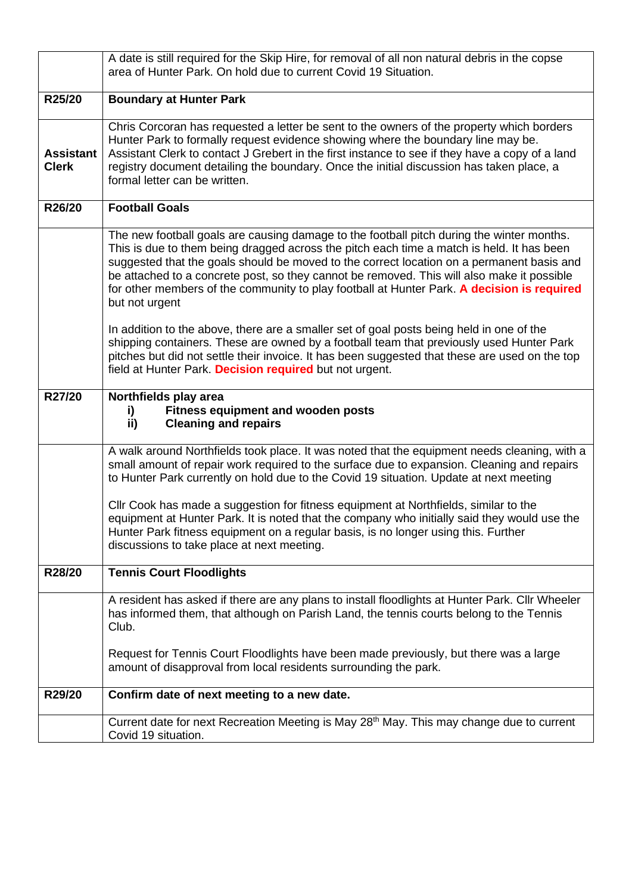| | |
|---|---|
| | A date is still required for the Skip Hire, for removal of all non natural debris in the copse area of Hunter Park. On hold due to current Covid 19 Situation. |
| **R25/20** | **Boundary at Hunter Park** |
| **Assistant Clerk** | Chris Corcoran has requested a letter be sent to the owners of the property which borders Hunter Park to formally request evidence showing where the boundary line may be. Assistant Clerk to contact J Grebert in the first instance to see if they have a copy of a land registry document detailing the boundary. Once the initial discussion has taken place, a formal letter can be written. |
| **R26/20** | **Football Goals** |
| | The new football goals are causing damage to the football pitch during the winter months. This is due to them being dragged across the pitch each time a match is held. It has been suggested that the goals should be moved to the correct location on a permanent basis and be attached to a concrete post, so they cannot be removed. This will also make it possible for other members of the community to play football at Hunter Park. **A decision is required** but not urgent<br><br>In addition to the above, there are a smaller set of goal posts being held in one of the shipping containers. These are owned by a football team that previously used Hunter Park pitches but did not settle their invoice. It has been suggested that these are used on the top field at Hunter Park. **Decision required** but not urgent. |
| **R27/20** | **Northfields play area**<br>**i) Fitness equipment and wooden posts**<br>**ii) Cleaning and repairs** |
| | A walk around Northfields took place. It was noted that the equipment needs cleaning, with a small amount of repair work required to the surface due to expansion. Cleaning and repairs to Hunter Park currently on hold due to the Covid 19 situation. Update at next meeting<br><br>Cllr Cook has made a suggestion for fitness equipment at Northfields, similar to the equipment at Hunter Park. It is noted that the company who initially said they would use the Hunter Park fitness equipment on a regular basis, is no longer using this. Further discussions to take place at next meeting. |
| **R28/20** | **Tennis Court Floodlights** |
| | A resident has asked if there are any plans to install floodlights at Hunter Park. Cllr Wheeler has informed them, that although on Parish Land, the tennis courts belong to the Tennis Club.<br><br>Request for Tennis Court Floodlights have been made previously, but there was a large amount of disapproval from local residents surrounding the park. |
| **R29/20** | **Confirm date of next meeting to a new date.** |
| | Current date for next Recreation Meeting is May 28th May. This may change due to current Covid 19 situation. |